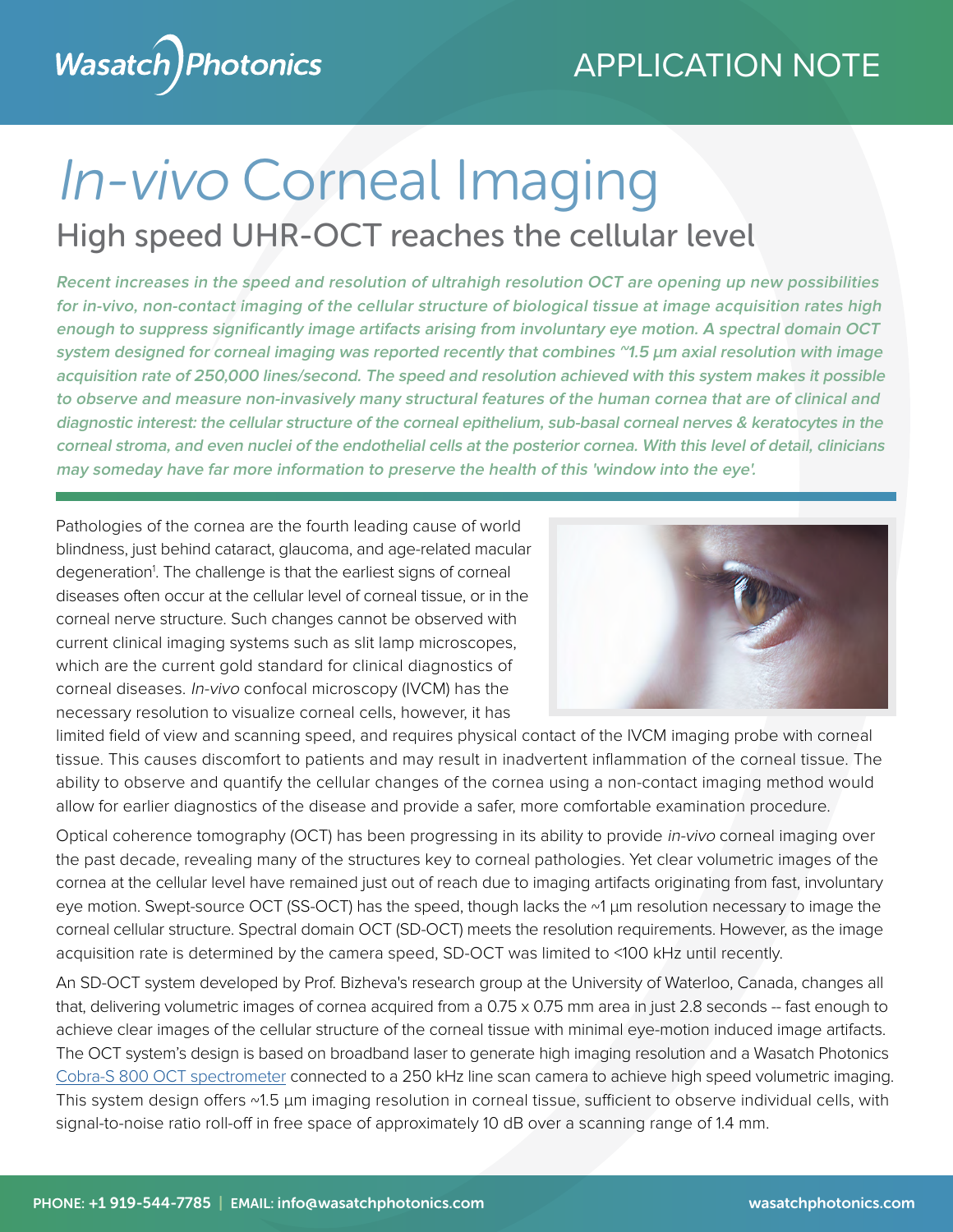# *In-vivo* Corneal Imaging

## High speed UHR-OCT reaches the cellular level

***Recent increases in the speed and resolution of ultrahigh resolution OCT are opening up new possibilities for in-vivo, non-contact imaging of the cellular structure of biological tissue at image acquisition rates high enough to suppress significantly image artifacts arising from involuntary eye motion. A spectral domain OCT system designed for corneal imaging was reported recently that combines ~1.5 µm axial resolution with image acquisition rate of 250,000 lines/second. The speed and resolution achieved with this system makes it possible to observe and measure non-invasively many structural features of the human cornea that are of clinical and diagnostic interest: the cellular structure of the corneal epithelium, sub-basal corneal nerves & keratocytes in the corneal stroma, and even nuclei of the endothelial cells at the posterior cornea. With this level of detail, clinicians may someday have far more information to preserve the health of this 'window into the eye'.***

Pathologies of the cornea are the fourth leading cause of world blindness, just behind cataract, glaucoma, and age-related macular degeneration[1]. The challenge is that the earliest signs of corneal diseases often occur at the cellular level of corneal tissue, or in the corneal nerve structure. Such changes cannot be observed with current clinical imaging systems such as slit lamp microscopes, which are the current gold standard for clinical diagnostics of corneal diseases. *In-vivo* confocal microscopy (IVCM) has the necessary resolution to visualize corneal cells, however, it has limited field of view and scanning speed, and requires physical contact of the IVCM imaging probe with corneal tissue. This causes discomfort to patients and may result in inadvertent inflammation of the corneal tissue. The ability to observe and quantify the cellular changes of the cornea using a non-contact imaging method would allow for earlier diagnostics of the disease and provide a safer, more comfortable examination procedure.

Optical coherence tomography (OCT) has been progressing in its ability to provide *in-vivo* corneal imaging over the past decade, revealing many of the structures key to corneal pathologies. Yet clear volumetric images of the cornea at the cellular level have remained just out of reach due to imaging artifacts originating from fast, involuntary eye motion. Swept-source OCT (SS-OCT) has the speed, though lacks the ~1 µm resolution necessary to image the corneal cellular structure. Spectral domain OCT (SD-OCT) meets the resolution requirements. However, as the image acquisition rate is determined by the camera speed, SD-OCT was limited to <100 kHz until recently.

An SD-OCT system developed by Prof. Bizheva's research group at the University of Waterloo, Canada, changes all that, delivering volumetric images of cornea acquired from a 0.75 x 0.75 mm area in just 2.8 seconds -- fast enough to achieve clear images of the cellular structure of the corneal tissue with minimal eye-motion induced image artifacts. The OCT system's design is based on broadband laser to generate high imaging resolution and a Wasatch Photonics Cobra-S 800 OCT spectrometer connected to a 250 kHz line scan camera to achieve high speed volumetric imaging. This system design offers ~1.5 µm imaging resolution in corneal tissue, sufficient to observe individual cells, with signal-to-noise ratio roll-off in free space of approximately 10 dB over a scanning range of 1.4 mm.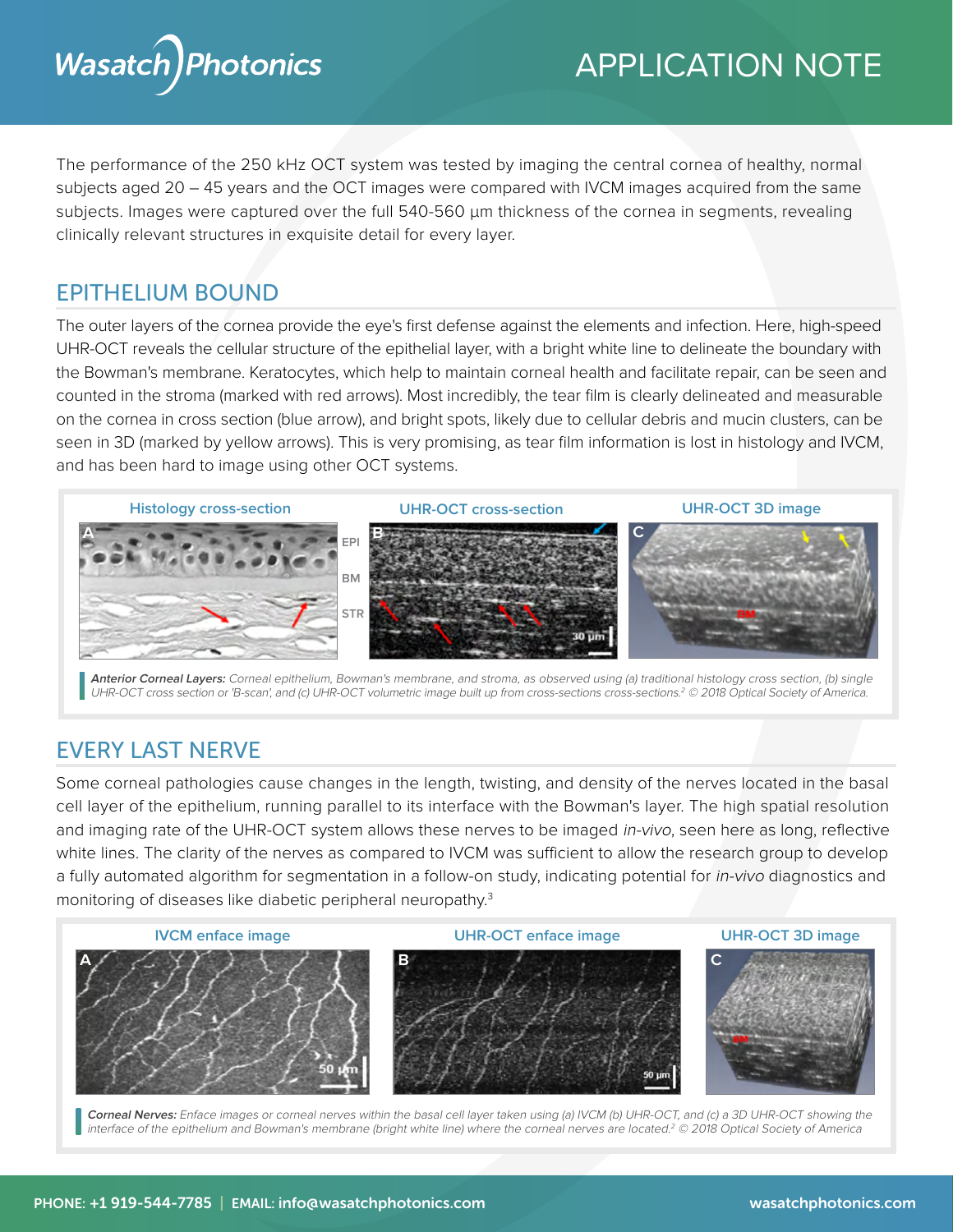The performance of the 250 kHz OCT system was tested by imaging the central cornea of healthy, normal subjects aged 20 – 45 years and the OCT images were compared with IVCM images acquired from the same subjects. Images were captured over the full 540-560 µm thickness of the cornea in segments, revealing clinically relevant structures in exquisite detail for every layer.

## EPITHELIUM BOUND

The outer layers of the cornea provide the eye's first defense against the elements and infection. Here, high-speed UHR-OCT reveals the cellular structure of the epithelial layer, with a bright white line to delineate the boundary with the Bowman's membrane. Keratocytes, which help to maintain corneal health and facilitate repair, can be seen and counted in the stroma (marked with red arrows). Most incredibly, the tear film is clearly delineated and measurable on the cornea in cross section (blue arrow), and bright spots, likely due to cellular debris and mucin clusters, can be seen in 3D (marked by yellow arrows). This is very promising, as tear film information is lost in histology and IVCM, and has been hard to image using other OCT systems.

Histology cross-section | UHR-OCT cross-section | UHR-OCT 3D image

***Anterior Corneal Layers:*** *Corneal epithelium, Bowman's membrane, and stroma, as observed using (a) traditional histology cross section, (b) single UHR-OCT cross section or 'B-scan', and (c) UHR-OCT volumetric image built up from cross-sections cross-sections.[2] © 2018 Optical Society of America.*

## EVERY LAST NERVE

Some corneal pathologies cause changes in the length, twisting, and density of the nerves located in the basal cell layer of the epithelium, running parallel to its interface with the Bowman's layer. The high spatial resolution and imaging rate of the UHR-OCT system allows these nerves to be imaged *in-vivo*, seen here as long, reflective white lines. The clarity of the nerves as compared to IVCM was sufficient to allow the research group to develop a fully automated algorithm for segmentation in a follow-on study, indicating potential for *in-vivo* diagnostics and monitoring of diseases like diabetic peripheral neuropathy.[3]

IVCM enface image | UHR-OCT enface image | UHR-OCT 3D image

***Corneal Nerves:*** *Enface images or corneal nerves within the basal cell layer taken using (a) IVCM (b) UHR-OCT, and (c) a 3D UHR-OCT showing the interface of the epithelium and Bowman's membrane (bright white line) where the corneal nerves are located.[2] © 2018 Optical Society of America*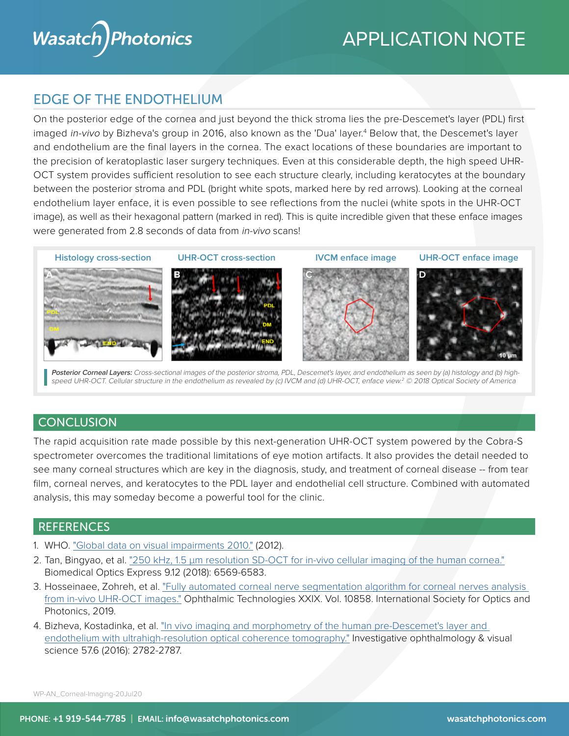## EDGE OF THE ENDOTHELIUM

On the posterior edge of the cornea and just beyond the thick stroma lies the pre-Descemet's layer (PDL) first imaged *in-vivo* by Bizheva's group in 2016, also known as the 'Dua' layer.[4] Below that, the Descemet's layer and endothelium are the final layers in the cornea. The exact locations of these boundaries are important to the precision of keratoplastic laser surgery techniques. Even at this considerable depth, the high speed UHR-OCT system provides sufficient resolution to see each structure clearly, including keratocytes at the boundary between the posterior stroma and PDL (bright white spots, marked here by red arrows). Looking at the corneal endothelium layer enface, it is even possible to see reflections from the nuclei (white spots in the UHR-OCT image), as well as their hexagonal pattern (marked in red). This is quite incredible given that these enface images were generated from 2.8 seconds of data from *in-vivo* scans!

Histology cross-section | UHR-OCT cross-section | IVCM enface image | UHR-OCT enface image

***Posterior Corneal Layers:*** *Cross-sectional images of the posterior stroma, PDL, Descemet's layer, and endothelium as seen by (a) histology and (b) high-speed UHR-OCT. Cellular structure in the endothelium as revealed by (c) IVCM and (d) UHR-OCT, enface view.[2] © 2018 Optical Society of America*

## CONCLUSION

The rapid acquisition rate made possible by this next-generation UHR-OCT system powered by the Cobra-S spectrometer overcomes the traditional limitations of eye motion artifacts. It also provides the detail needed to see many corneal structures which are key in the diagnosis, study, and treatment of corneal disease -- from tear film, corneal nerves, and keratocytes to the PDL layer and endothelial cell structure. Combined with automated analysis, this may someday become a powerful tool for the clinic.

## REFERENCES

1. WHO. "Global data on visual impairments 2010." (2012).
2. Tan, Bingyao, et al. "250 kHz, 1.5 µm resolution SD-OCT for in-vivo cellular imaging of the human cornea." Biomedical Optics Express 9.12 (2018): 6569-6583.
3. Hosseinaee, Zohreh, et al. "Fully automated corneal nerve segmentation algorithm for corneal nerves analysis from in-vivo UHR-OCT images." Ophthalmic Technologies XXIX. Vol. 10858. International Society for Optics and Photonics, 2019.
4. Bizheva, Kostadinka, et al. "In vivo imaging and morphometry of the human pre-Descemet's layer and endothelium with ultrahigh-resolution optical coherence tomography." Investigative ophthalmology & visual science 57.6 (2016): 2782-2787.

WP-AN_Corneal-Imaging-20Jul20